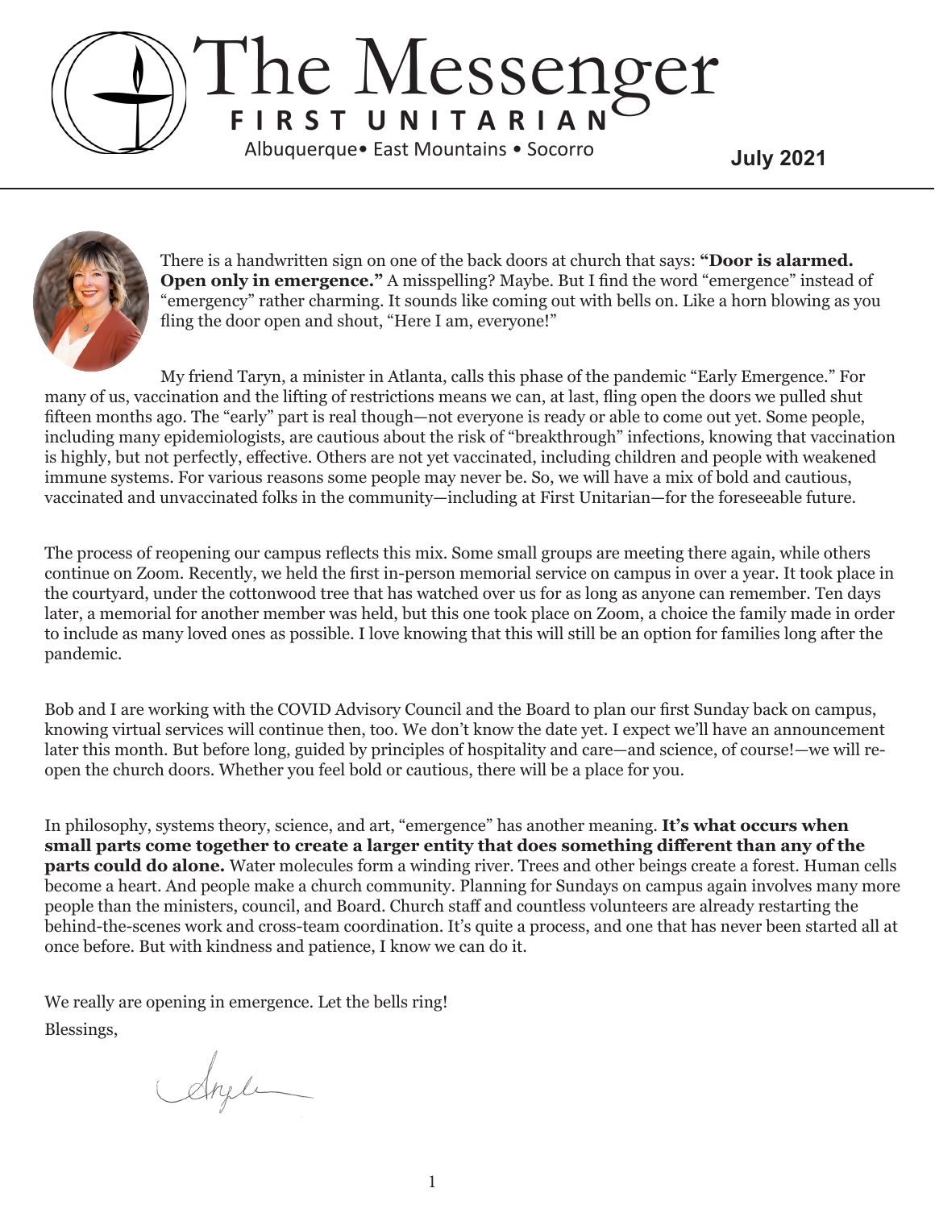# The Messenger

**FIRST UNITARIAN**

Albuquerque• East Mountains • Socorro

**July 2021**

There is a handwritten sign on one of the back doors at church that says: **"Door is alarmed. Open only in emergence."** A misspelling? Maybe. But I find the word "emergence" instead of "emergency" rather charming. It sounds like coming out with bells on. Like a horn blowing as you fling the door open and shout, "Here I am, everyone!"

My friend Taryn, a minister in Atlanta, calls this phase of the pandemic "Early Emergence." For many of us, vaccination and the lifting of restrictions means we can, at last, fling open the doors we pulled shut fifteen months ago. The "early" part is real though—not everyone is ready or able to come out yet. Some people, including many epidemiologists, are cautious about the risk of "breakthrough" infections, knowing that vaccination is highly, but not perfectly, effective. Others are not yet vaccinated, including children and people with weakened immune systems. For various reasons some people may never be. So, we will have a mix of bold and cautious, vaccinated and unvaccinated folks in the community—including at First Unitarian—for the foreseeable future.

The process of reopening our campus reflects this mix. Some small groups are meeting there again, while others continue on Zoom. Recently, we held the first in-person memorial service on campus in over a year. It took place in the courtyard, under the cottonwood tree that has watched over us for as long as anyone can remember. Ten days later, a memorial for another member was held, but this one took place on Zoom, a choice the family made in order to include as many loved ones as possible. I love knowing that this will still be an option for families long after the pandemic.

Bob and I are working with the COVID Advisory Council and the Board to plan our first Sunday back on campus, knowing virtual services will continue then, too. We don't know the date yet. I expect we'll have an announcement later this month. But before long, guided by principles of hospitality and care—and science, of course!—we will re-open the church doors. Whether you feel bold or cautious, there will be a place for you.

In philosophy, systems theory, science, and art, "emergence" has another meaning. **It's what occurs when small parts come together to create a larger entity that does something different than any of the parts could do alone.** Water molecules form a winding river. Trees and other beings create a forest. Human cells become a heart. And people make a church community. Planning for Sundays on campus again involves many more people than the ministers, council, and Board. Church staff and countless volunteers are already restarting the behind-the-scenes work and cross-team coordination. It's quite a process, and one that has never been started all at once before. But with kindness and patience, I know we can do it.

We really are opening in emergence. Let the bells ring!

Blessings,

Angela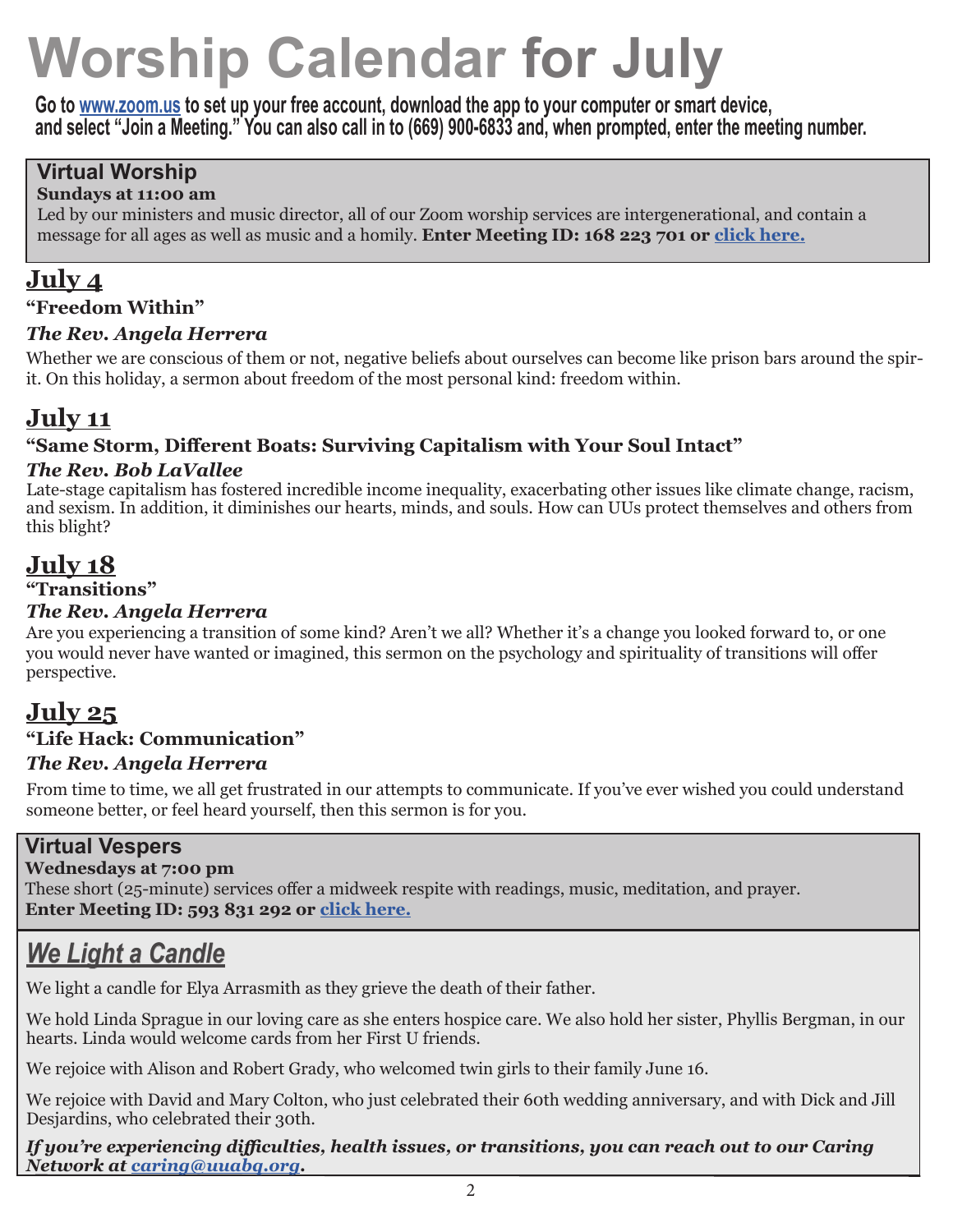# Worship Calendar for July

**Go to [www.zoom.us](http://www.zoom.us) to set up your free account, download the app to your computer or smart device, and select "Join a Meeting." You can also call in to (669) 900-6833 and, when prompted, enter the meeting number.**

## Virtual Worship

**Sundays at 11:00 am**

Led by our ministers and music director, all of our Zoom worship services are intergenerational, and contain a message for all ages as well as music and a homily. **Enter Meeting ID: 168 223 701 or click here.**

## July 4

**"Freedom Within"**

***The Rev. Angela Herrera***

Whether we are conscious of them or not, negative beliefs about ourselves can become like prison bars around the spirit. On this holiday, a sermon about freedom of the most personal kind: freedom within.

## July 11

**"Same Storm, Different Boats: Surviving Capitalism with Your Soul Intact"**

***The Rev. Bob LaVallee***

Late-stage capitalism has fostered incredible income inequality, exacerbating other issues like climate change, racism, and sexism. In addition, it diminishes our hearts, minds, and souls. How can UUs protect themselves and others from this blight?

## July 18

**"Transitions"**

***The Rev. Angela Herrera***

Are you experiencing a transition of some kind? Aren't we all? Whether it's a change you looked forward to, or one you would never have wanted or imagined, this sermon on the psychology and spirituality of transitions will offer perspective.

## July 25

**"Life Hack: Communication"**

***The Rev. Angela Herrera***

From time to time, we all get frustrated in our attempts to communicate. If you've ever wished you could understand someone better, or feel heard yourself, then this sermon is for you.

## Virtual Vespers

**Wednesdays at 7:00 pm**

These short (25-minute) services offer a midweek respite with readings, music, meditation, and prayer.
**Enter Meeting ID: 593 831 292 or click here.**

## *We Light a Candle*

We light a candle for Elya Arrasmith as they grieve the death of their father.

We hold Linda Sprague in our loving care as she enters hospice care. We also hold her sister, Phyllis Bergman, in our hearts. Linda would welcome cards from her First U friends.

We rejoice with Alison and Robert Grady, who welcomed twin girls to their family June 16.

We rejoice with David and Mary Colton, who just celebrated their 60th wedding anniversary, and with Dick and Jill Desjardins, who celebrated their 30th.

***If you're experiencing difficulties, health issues, or transitions, you can reach out to our Caring Network at caring@uuabq.org.***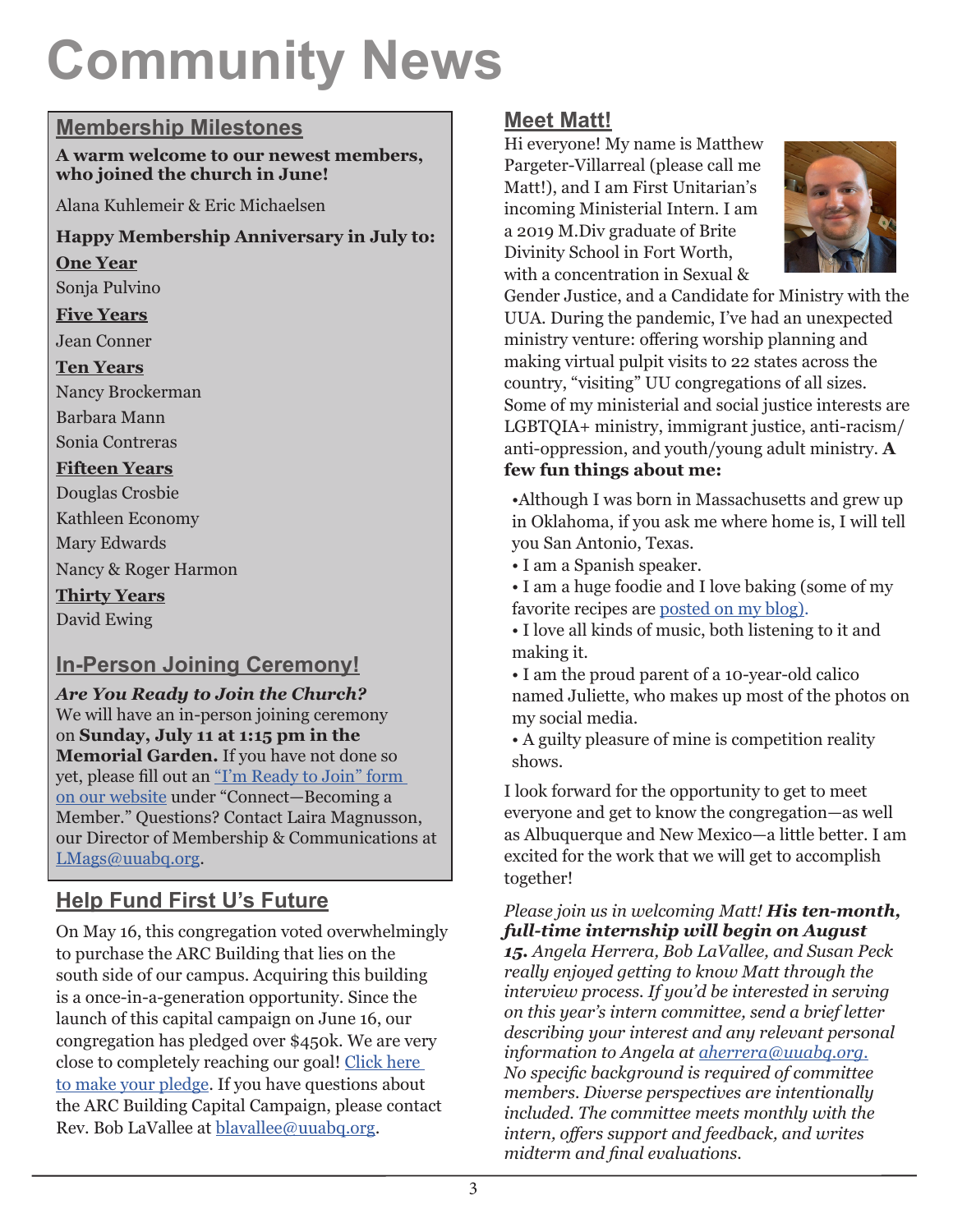# Community News

## Membership Milestones

**A warm welcome to our newest members, who joined the church in June!**

Alana Kuhlemeir & Eric Michaelsen

**Happy Membership Anniversary in July to:**

**One Year**

Sonja Pulvino

**Five Years**

Jean Conner

**Ten Years**

Nancy Brockerman

Barbara Mann

Sonia Contreras

**Fifteen Years**

Douglas Crosbie

Kathleen Economy

Mary Edwards

Nancy & Roger Harmon

**Thirty Years**

David Ewing

## In-Person Joining Ceremony!

***Are You Ready to Join the Church?***
We will have an in-person joining ceremony on **Sunday, July 11 at 1:15 pm in the Memorial Garden.** If you have not done so yet, please fill out an "I'm Ready to Join" form on our website under "Connect—Becoming a Member." Questions? Contact Laira Magnusson, our Director of Membership & Communications at LMags@uuabq.org.

## Help Fund First U's Future

On May 16, this congregation voted overwhelmingly to purchase the ARC Building that lies on the south side of our campus. Acquiring this building is a once-in-a-generation opportunity. Since the launch of this capital campaign on June 16, our congregation has pledged over $450k. We are very close to completely reaching our goal! Click here to make your pledge. If you have questions about the ARC Building Capital Campaign, please contact Rev. Bob LaVallee at blavallee@uuabq.org.

## Meet Matt!

Hi everyone! My name is Matthew Pargeter-Villarreal (please call me Matt!), and I am First Unitarian's incoming Ministerial Intern. I am a 2019 M.Div graduate of Brite Divinity School in Fort Worth, with a concentration in Sexual & Gender Justice, and a Candidate for Ministry with the UUA. During the pandemic, I've had an unexpected ministry venture: offering worship planning and making virtual pulpit visits to 22 states across the country, "visiting" UU congregations of all sizes. Some of my ministerial and social justice interests are LGBTQIA+ ministry, immigrant justice, anti-racism/ anti-oppression, and youth/young adult ministry. **A few fun things about me:**

- Although I was born in Massachusetts and grew up in Oklahoma, if you ask me where home is, I will tell you San Antonio, Texas.
- I am a Spanish speaker.
- I am a huge foodie and I love baking (some of my favorite recipes are posted on my blog).
- I love all kinds of music, both listening to it and making it.
- I am the proud parent of a 10-year-old calico named Juliette, who makes up most of the photos on my social media.
- A guilty pleasure of mine is competition reality shows.

I look forward for the opportunity to get to meet everyone and get to know the congregation—as well as Albuquerque and New Mexico—a little better. I am excited for the work that we will get to accomplish together!

*Please join us in welcoming Matt!* ***His ten-month, full-time internship will begin on August 15.*** *Angela Herrera, Bob LaVallee, and Susan Peck really enjoyed getting to know Matt through the interview process. If you'd be interested in serving on this year's intern committee, send a brief letter describing your interest and any relevant personal information to Angela at aherrera@uuabq.org. No specific background is required of committee members. Diverse perspectives are intentionally included. The committee meets monthly with the intern, offers support and feedback, and writes midterm and final evaluations.*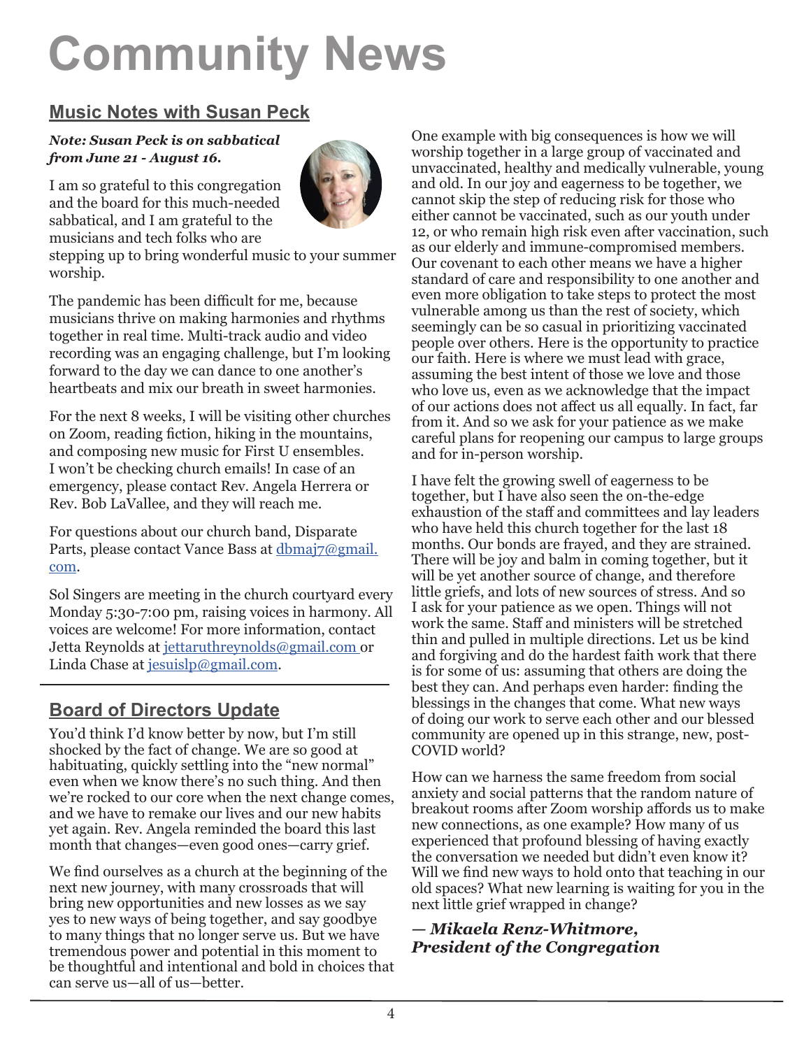# Community News

## Music Notes with Susan Peck

***Note: Susan Peck is on sabbatical from June 21 - August 16.***

I am so grateful to this congregation and the board for this much-needed sabbatical, and I am grateful to the musicians and tech folks who are stepping up to bring wonderful music to your summer worship.

The pandemic has been difficult for me, because musicians thrive on making harmonies and rhythms together in real time. Multi-track audio and video recording was an engaging challenge, but I'm looking forward to the day we can dance to one another's heartbeats and mix our breath in sweet harmonies.

For the next 8 weeks, I will be visiting other churches on Zoom, reading fiction, hiking in the mountains, and composing new music for First U ensembles. I won't be checking church emails! In case of an emergency, please contact Rev. Angela Herrera or Rev. Bob LaVallee, and they will reach me.

For questions about our church band, Disparate Parts, please contact Vance Bass at dbmaj7@gmail.com.

Sol Singers are meeting in the church courtyard every Monday 5:30-7:00 pm, raising voices in harmony. All voices are welcome! For more information, contact Jetta Reynolds at jettaruthreynolds@gmail.com or Linda Chase at jesuislp@gmail.com.

## Board of Directors Update

You'd think I'd know better by now, but I'm still shocked by the fact of change. We are so good at habituating, quickly settling into the "new normal" even when we know there's no such thing. And then we're rocked to our core when the next change comes, and we have to remake our lives and our new habits yet again. Rev. Angela reminded the board this last month that changes—even good ones—carry grief.

We find ourselves as a church at the beginning of the next new journey, with many crossroads that will bring new opportunities and new losses as we say yes to new ways of being together, and say goodbye to many things that no longer serve us. But we have tremendous power and potential in this moment to be thoughtful and intentional and bold in choices that can serve us—all of us—better.

One example with big consequences is how we will worship together in a large group of vaccinated and unvaccinated, healthy and medically vulnerable, young and old. In our joy and eagerness to be together, we cannot skip the step of reducing risk for those who either cannot be vaccinated, such as our youth under 12, or who remain high risk even after vaccination, such as our elderly and immune-compromised members. Our covenant to each other means we have a higher standard of care and responsibility to one another and even more obligation to take steps to protect the most vulnerable among us than the rest of society, which seemingly can be so casual in prioritizing vaccinated people over others. Here is the opportunity to practice our faith. Here is where we must lead with grace, assuming the best intent of those we love and those who love us, even as we acknowledge that the impact of our actions does not affect us all equally. In fact, far from it. And so we ask for your patience as we make careful plans for reopening our campus to large groups and for in-person worship.

I have felt the growing swell of eagerness to be together, but I have also seen the on-the-edge exhaustion of the staff and committees and lay leaders who have held this church together for the last 18 months. Our bonds are frayed, and they are strained. There will be joy and balm in coming together, but it will be yet another source of change, and therefore little griefs, and lots of new sources of stress. And so I ask for your patience as we open. Things will not work the same. Staff and ministers will be stretched thin and pulled in multiple directions. Let us be kind and forgiving and do the hardest faith work that there is for some of us: assuming that others are doing the best they can. And perhaps even harder: finding the blessings in the changes that come. What new ways of doing our work to serve each other and our blessed community are opened up in this strange, new, post-COVID world?

How can we harness the same freedom from social anxiety and social patterns that the random nature of breakout rooms after Zoom worship affords us to make new connections, as one example? How many of us experienced that profound blessing of having exactly the conversation we needed but didn't even know it? Will we find new ways to hold onto that teaching in our old spaces? What new learning is waiting for you in the next little grief wrapped in change?

***— Mikaela Renz-Whitmore, President of the Congregation***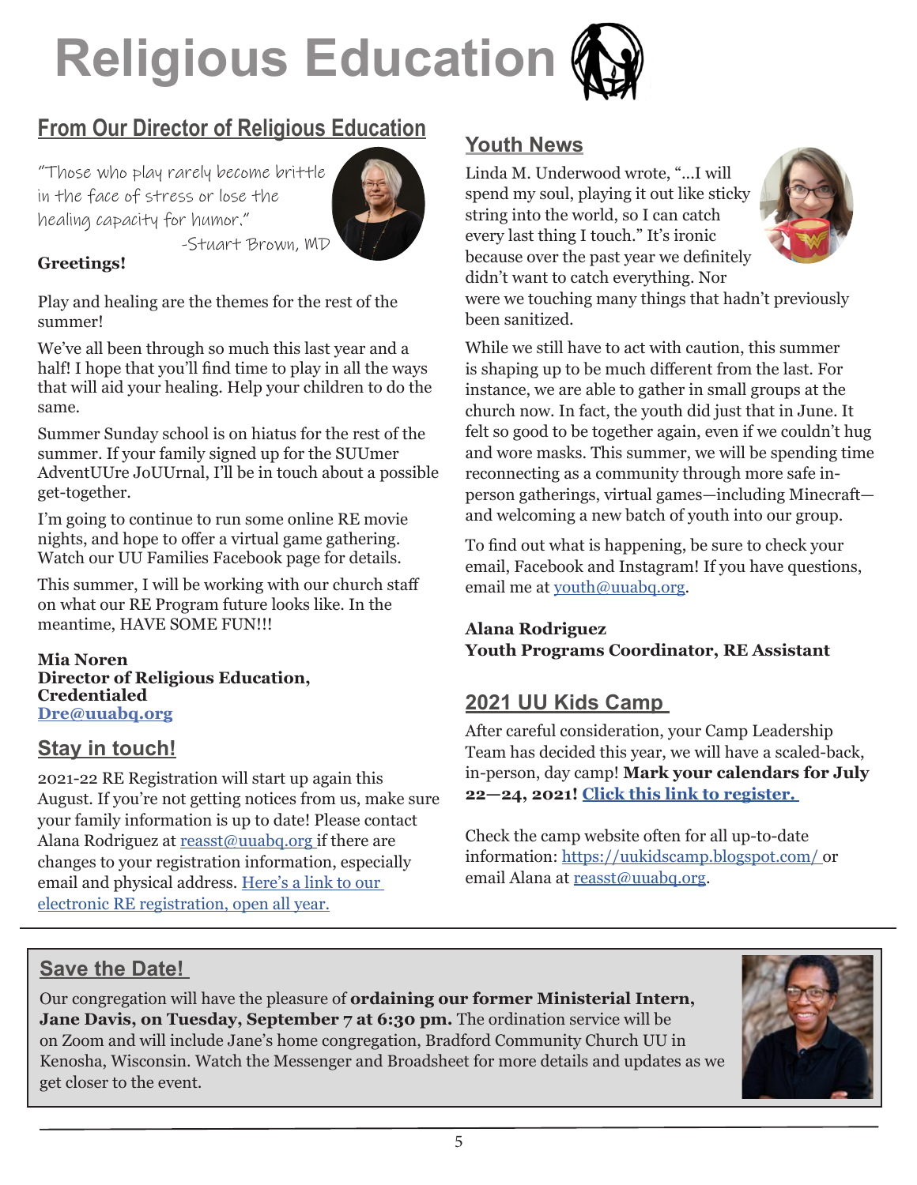# Religious Education

## From Our Director of Religious Education

*"Those who play rarely become brittle in the face of stress or lose the healing capacity for humor."*
*-Stuart Brown, MD*

**Greetings!**

Play and healing are the themes for the rest of the summer!

We've all been through so much this last year and a half! I hope that you'll find time to play in all the ways that will aid your healing. Help your children to do the same.

Summer Sunday school is on hiatus for the rest of the summer. If your family signed up for the SUUmer AdventUUre JoUUrnal, I'll be in touch about a possible get-together.

I'm going to continue to run some online RE movie nights, and hope to offer a virtual game gathering. Watch our UU Families Facebook page for details.

This summer, I will be working with our church staff on what our RE Program future looks like. In the meantime, HAVE SOME FUN!!!

**Mia Noren**
**Director of Religious Education, Credentialed**
**Dre@uuabq.org**

## Stay in touch!

2021-22 RE Registration will start up again this August. If you're not getting notices from us, make sure your family information is up to date! Please contact Alana Rodriguez at reasst@uuabq.org if there are changes to your registration information, especially email and physical address. Here's a link to our electronic RE registration, open all year.

## Youth News

Linda M. Underwood wrote, "...I will spend my soul, playing it out like sticky string into the world, so I can catch every last thing I touch." It's ironic because over the past year we definitely didn't want to catch everything. Nor were we touching many things that hadn't previously been sanitized.

While we still have to act with caution, this summer is shaping up to be much different from the last. For instance, we are able to gather in small groups at the church now. In fact, the youth did just that in June. It felt so good to be together again, even if we couldn't hug and wore masks. This summer, we will be spending time reconnecting as a community through more safe in-person gatherings, virtual games—including Minecraft—and welcoming a new batch of youth into our group.

To find out what is happening, be sure to check your email, Facebook and Instagram! If you have questions, email me at youth@uuabq.org.

**Alana Rodriguez**
**Youth Programs Coordinator, RE Assistant**

## 2021 UU Kids Camp

After careful consideration, your Camp Leadership Team has decided this year, we will have a scaled-back, in-person, day camp! **Mark your calendars for July 22—24, 2021! Click this link to register.**

Check the camp website often for all up-to-date information: https://uukidscamp.blogspot.com/ or email Alana at reasst@uuabq.org.

## Save the Date!

Our congregation will have the pleasure of **ordaining our former Ministerial Intern, Jane Davis, on Tuesday, September 7 at 6:30 pm.** The ordination service will be on Zoom and will include Jane's home congregation, Bradford Community Church UU in Kenosha, Wisconsin. Watch the Messenger and Broadsheet for more details and updates as we get closer to the event.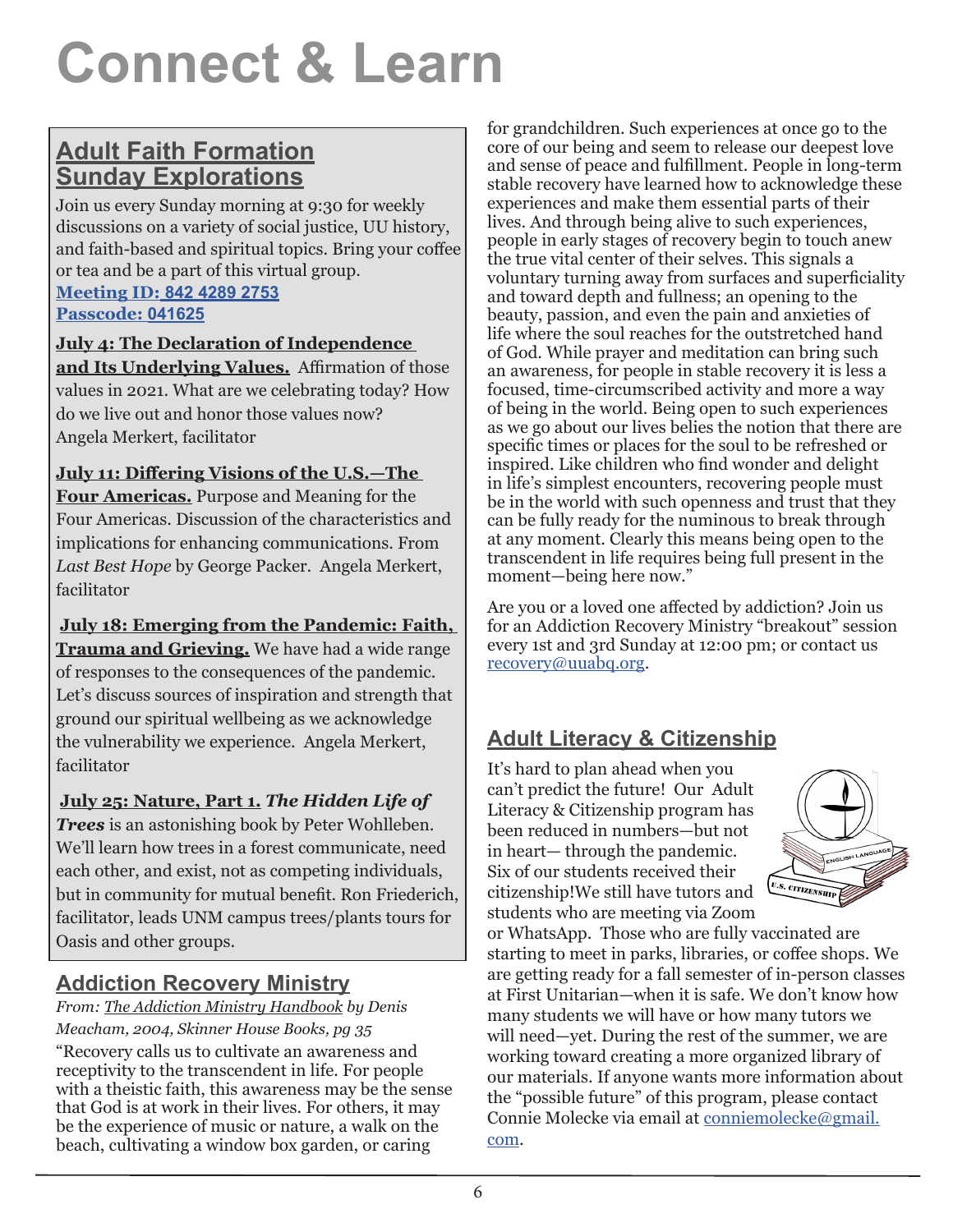# Connect & Learn

## Adult Faith Formation Sunday Explorations

Join us every Sunday morning at 9:30 for weekly discussions on a variety of social justice, UU history, and faith-based and spiritual topics. Bring your coffee or tea and be a part of this virtual group.

**Meeting ID: 842 4289 2753**
**Passcode: 041625**

**July 4: The Declaration of Independence and Its Underlying Values.** Affirmation of those values in 2021. What are we celebrating today? How do we live out and honor those values now? Angela Merkert, facilitator

**July 11: Differing Visions of the U.S.—The Four Americas.** Purpose and Meaning for the Four Americas. Discussion of the characteristics and implications for enhancing communications. From *Last Best Hope* by George Packer. Angela Merkert, facilitator

**July 18: Emerging from the Pandemic: Faith, Trauma and Grieving.** We have had a wide range of responses to the consequences of the pandemic. Let's discuss sources of inspiration and strength that ground our spiritual wellbeing as we acknowledge the vulnerability we experience. Angela Merkert, facilitator

**July 25: Nature, Part 1.** ***The Hidden Life of Trees*** is an astonishing book by Peter Wohlleben. We'll learn how trees in a forest communicate, need each other, and exist, not as competing individuals, but in community for mutual benefit. Ron Friederich, facilitator, leads UNM campus trees/plants tours for Oasis and other groups.

## Addiction Recovery Ministry

*From: The Addiction Ministry Handbook by Denis Meacham, 2004, Skinner House Books, pg 35*

"Recovery calls us to cultivate an awareness and receptivity to the transcendent in life. For people with a theistic faith, this awareness may be the sense that God is at work in their lives. For others, it may be the experience of music or nature, a walk on the beach, cultivating a window box garden, or caring for grandchildren. Such experiences at once go to the core of our being and seem to release our deepest love and sense of peace and fulfillment. People in long-term stable recovery have learned how to acknowledge these experiences and make them essential parts of their lives. And through being alive to such experiences, people in early stages of recovery begin to touch anew the true vital center of their selves. This signals a voluntary turning away from surfaces and superficiality and toward depth and fullness; an opening to the beauty, passion, and even the pain and anxieties of life where the soul reaches for the outstretched hand of God. While prayer and meditation can bring such an awareness, for people in stable recovery it is less a focused, time-circumscribed activity and more a way of being in the world. Being open to such experiences as we go about our lives belies the notion that there are specific times or places for the soul to be refreshed or inspired. Like children who find wonder and delight in life's simplest encounters, recovering people must be in the world with such openness and trust that they can be fully ready for the numinous to break through at any moment. Clearly this means being open to the transcendent in life requires being full present in the moment—being here now."

Are you or a loved one affected by addiction? Join us for an Addiction Recovery Ministry "breakout" session every 1st and 3rd Sunday at 12:00 pm; or contact us recovery@uuabq.org.

## Adult Literacy & Citizenship

It's hard to plan ahead when you can't predict the future! Our Adult Literacy & Citizenship program has been reduced in numbers—but not in heart— through the pandemic. Six of our students received their citizenship!We still have tutors and students who are meeting via Zoom or WhatsApp. Those who are fully vaccinated are starting to meet in parks, libraries, or coffee shops. We are getting ready for a fall semester of in-person classes at First Unitarian—when it is safe. We don't know how many students we will have or how many tutors we will need—yet. During the rest of the summer, we are working toward creating a more organized library of our materials. If anyone wants more information about the "possible future" of this program, please contact Connie Molecke via email at conniemolecke@gmail.com.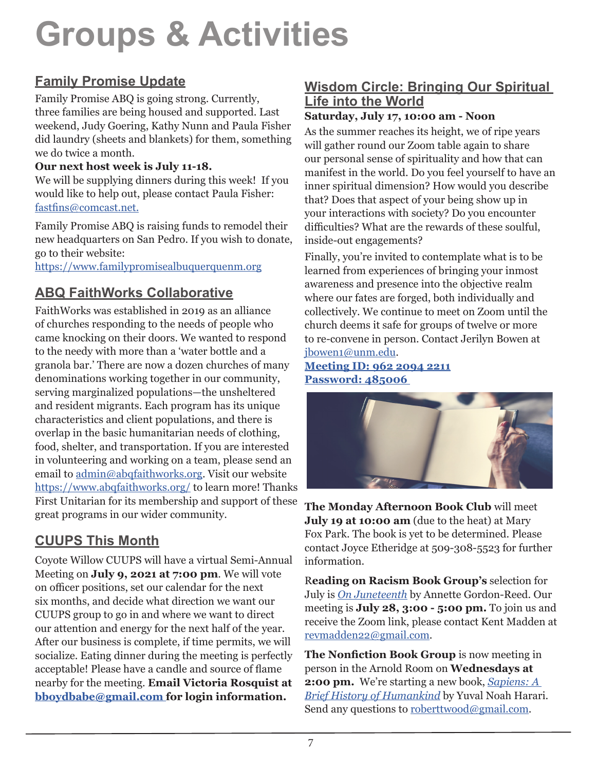# Groups & Activities

## Family Promise Update

Family Promise ABQ is going strong. Currently, three families are being housed and supported. Last weekend, Judy Goering, Kathy Nunn and Paula Fisher did laundry (sheets and blankets) for them, something we do twice a month.

**Our next host week is July 11-18.**

We will be supplying dinners during this week! If you would like to help out, please contact Paula Fisher: fastfins@comcast.net.

Family Promise ABQ is raising funds to remodel their new headquarters on San Pedro. If you wish to donate, go to their website: https://www.familypromisealbuquerquenm.org

## ABQ FaithWorks Collaborative

FaithWorks was established in 2019 as an alliance of churches responding to the needs of people who came knocking on their doors. We wanted to respond to the needy with more than a 'water bottle and a granola bar.' There are now a dozen churches of many denominations working together in our community, serving marginalized populations—the unsheltered and resident migrants. Each program has its unique characteristics and client populations, and there is overlap in the basic humanitarian needs of clothing, food, shelter, and transportation. If you are interested in volunteering and working on a team, please send an email to admin@abqfaithworks.org. Visit our website https://www.abqfaithworks.org/ to learn more! Thanks First Unitarian for its membership and support of these great programs in our wider community.

## CUUPS This Month

Coyote Willow CUUPS will have a virtual Semi-Annual Meeting on **July 9, 2021 at 7:00 pm**. We will vote on officer positions, set our calendar for the next six months, and decide what direction we want our CUUPS group to go in and where we want to direct our attention and energy for the next half of the year. After our business is complete, if time permits, we will socialize. Eating dinner during the meeting is perfectly acceptable! Please have a candle and source of flame nearby for the meeting. **Email Victoria Rosquist at bboydbabe@gmail.com for login information.**

## Wisdom Circle: Bringing Our Spiritual Life into the World

**Saturday, July 17, 10:00 am - Noon**

As the summer reaches its height, we of ripe years will gather round our Zoom table again to share our personal sense of spirituality and how that can manifest in the world. Do you feel yourself to have an inner spiritual dimension? How would you describe that? Does that aspect of your being show up in your interactions with society? Do you encounter difficulties? What are the rewards of these soulful, inside-out engagements?

Finally, you're invited to contemplate what is to be learned from experiences of bringing your inmost awareness and presence into the objective realm where our fates are forged, both individually and collectively. We continue to meet on Zoom until the church deems it safe for groups of twelve or more to re-convene in person. Contact Jerilyn Bowen at jbowen1@unm.edu.

**Meeting ID: 962 2094 2211**
**Password: 485006**

**The Monday Afternoon Book Club** will meet **July 19 at 10:00 am** (due to the heat) at Mary Fox Park. The book is yet to be determined. Please contact Joyce Etheridge at 509-308-5523 for further information.

**Reading on Racism Book Group's** selection for July is *On Juneteenth* by Annette Gordon-Reed. Our meeting is **July 28, 3:00 - 5:00 pm.** To join us and receive the Zoom link, please contact Kent Madden at revmadden22@gmail.com.

**The Nonfiction Book Group** is now meeting in person in the Arnold Room on **Wednesdays at 2:00 pm.** We're starting a new book, *Sapiens: A Brief History of Humankind* by Yuval Noah Harari. Send any questions to roberttwood@gmail.com.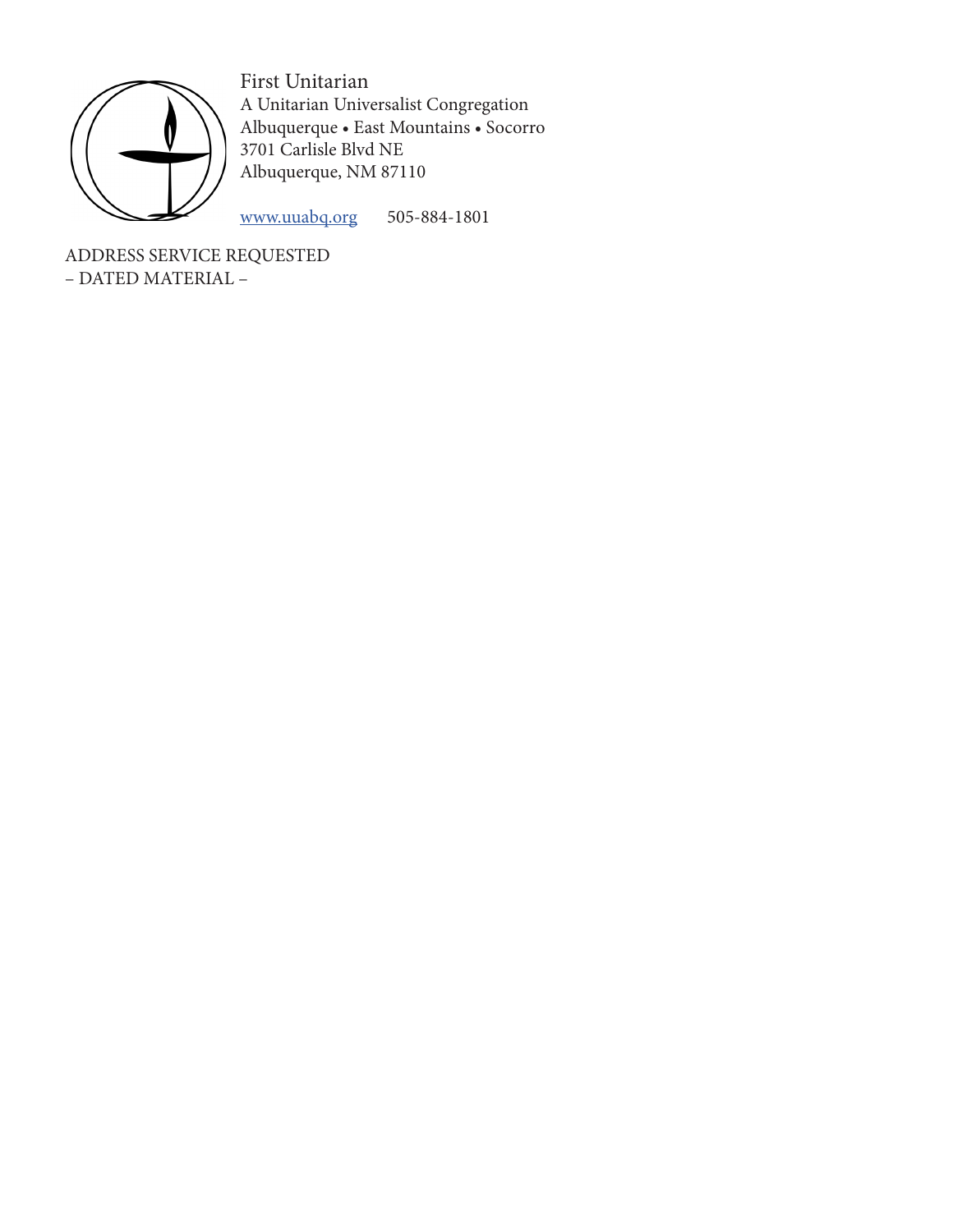First Unitarian
A Unitarian Universalist Congregation
Albuquerque • East Mountains • Socorro
3701 Carlisle Blvd NE
Albuquerque, NM 87110

www.uuabq.org 505-884-1801

ADDRESS SERVICE REQUESTED
– DATED MATERIAL –